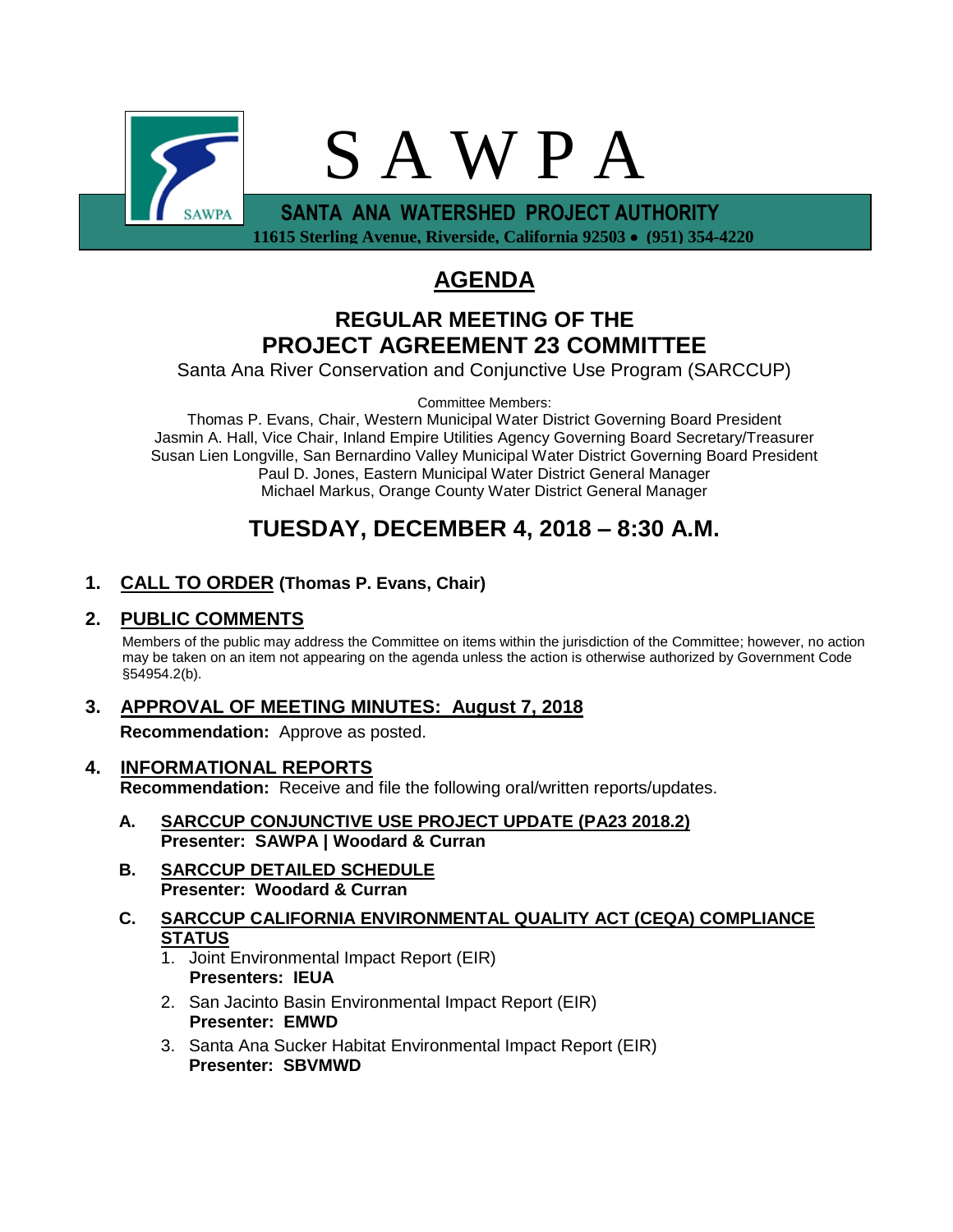# S A W P A

**SANTA ANA WATERSHED PROJECT AUTHORITY**

**11615 Sterling Avenue, Riverside, California 92503 • (951) 354-4220**

## AGENDA

### REGULAR MEETING OF THE PROJECT AGREEMENT 23 COMMITTEE

Santa Ana River Conservation and Conjunctive Use Program (SARCCUP)

Committee Members:

Thomas P. Evans, Chair, Western Municipal Water District Governing Board President
Jasmin A. Hall, Vice Chair, Inland Empire Utilities Agency Governing Board Secretary/Treasurer
Susan Lien Longville, San Bernardino Valley Municipal Water District Governing Board President
Paul D. Jones, Eastern Municipal Water District General Manager
Michael Markus, Orange County Water District General Manager

## TUESDAY, DECEMBER 4, 2018 – 8:30 A.M.

1. **CALL TO ORDER (Thomas P. Evans, Chair)**

2. **PUBLIC COMMENTS**

   Members of the public may address the Committee on items within the jurisdiction of the Committee; however, no action may be taken on an item not appearing on the agenda unless the action is otherwise authorized by Government Code §54954.2(b).

3. **APPROVAL OF MEETING MINUTES: August 7, 2018**

   **Recommendation:** Approve as posted.

4. **INFORMATIONAL REPORTS**

   **Recommendation:** Receive and file the following oral/written reports/updates.

   **A. SARCCUP CONJUNCTIVE USE PROJECT UPDATE (PA23 2018.2)**
   **Presenter: SAWPA | Woodard & Curran**

   **B. SARCCUP DETAILED SCHEDULE**
   **Presenter: Woodard & Curran**

   **C. SARCCUP CALIFORNIA ENVIRONMENTAL QUALITY ACT (CEQA) COMPLIANCE STATUS**

   1. Joint Environmental Impact Report (EIR)
      **Presenters: IEUA**
   2. San Jacinto Basin Environmental Impact Report (EIR)
      **Presenter: EMWD**
   3. Santa Ana Sucker Habitat Environmental Impact Report (EIR)
      **Presenter: SBVMWD**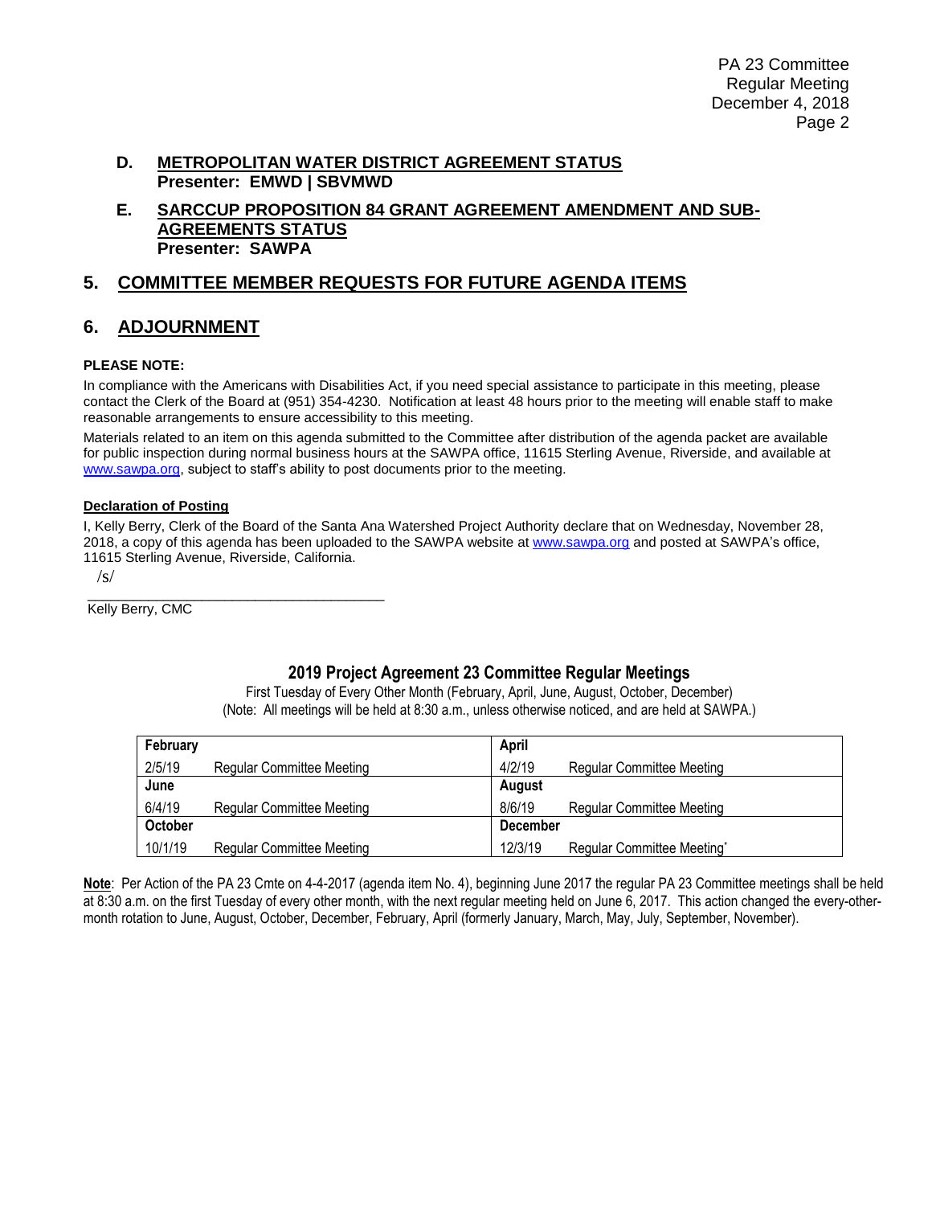**D. METROPOLITAN WATER DISTRICT AGREEMENT STATUS**
**Presenter: EMWD | SBVMWD**

**E. SARCCUP PROPOSITION 84 GRANT AGREEMENT AMENDMENT AND SUB-AGREEMENTS STATUS**
**Presenter: SAWPA**

## 5. COMMITTEE MEMBER REQUESTS FOR FUTURE AGENDA ITEMS

## 6. ADJOURNMENT

**PLEASE NOTE:**

In compliance with the Americans with Disabilities Act, if you need special assistance to participate in this meeting, please contact the Clerk of the Board at (951) 354-4230. Notification at least 48 hours prior to the meeting will enable staff to make reasonable arrangements to ensure accessibility to this meeting.

Materials related to an item on this agenda submitted to the Committee after distribution of the agenda packet are available for public inspection during normal business hours at the SAWPA office, 11615 Sterling Avenue, Riverside, and available at www.sawpa.org, subject to staff's ability to post documents prior to the meeting.

**Declaration of Posting**

I, Kelly Berry, Clerk of the Board of the Santa Ana Watershed Project Authority declare that on Wednesday, November 28, 2018, a copy of this agenda has been uploaded to the SAWPA website at www.sawpa.org and posted at SAWPA's office, 11615 Sterling Avenue, Riverside, California.

/s/

_______________________________________
Kelly Berry, CMC

### 2019 Project Agreement 23 Committee Regular Meetings

First Tuesday of Every Other Month (February, April, June, August, October, December)
(Note: All meetings will be held at 8:30 a.m., unless otherwise noticed, and are held at SAWPA.)

| **February** | | **April** | |
|---|---|---|---|
| 2/5/19 | Regular Committee Meeting | 4/2/19 | Regular Committee Meeting |
| **June** | | **August** | |
| 6/4/19 | Regular Committee Meeting | 8/6/19 | Regular Committee Meeting |
| **October** | | **December** | |
| 10/1/19 | Regular Committee Meeting | 12/3/19 | Regular Committee Meeting* |

**Note**: Per Action of the PA 23 Cmte on 4-4-2017 (agenda item No. 4), beginning June 2017 the regular PA 23 Committee meetings shall be held at 8:30 a.m. on the first Tuesday of every other month, with the next regular meeting held on June 6, 2017. This action changed the every-other-month rotation to June, August, October, December, February, April (formerly January, March, May, July, September, November).